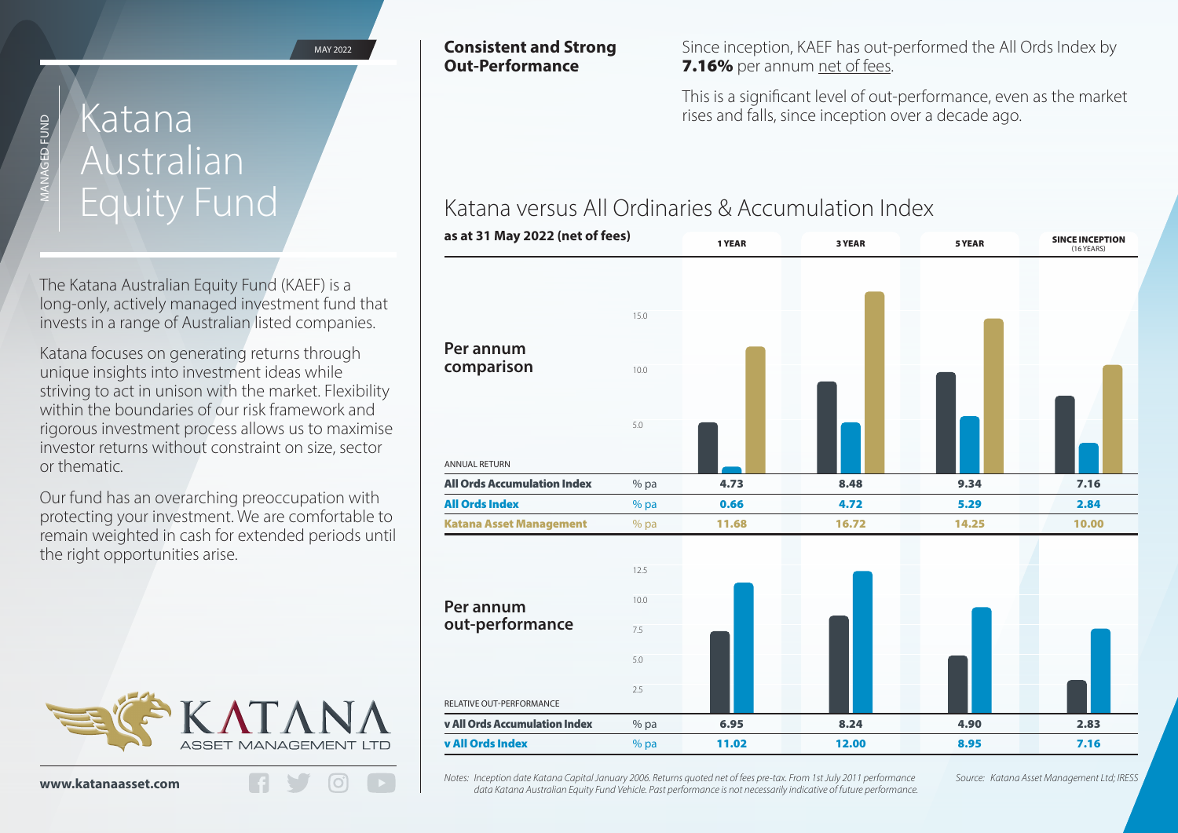MAY 2022

MANAGED FUND

# Katana Australian Equity Fund

The Katana Australian Equity Fund (KAEF) is a long-only, actively managed investment fund that invests in a range of Australian listed companies.

Katana focuses on generating returns through unique insights into investment ideas while striving to act in unison with the market. Flexibility within the boundaries of our risk framework and rigorous investment process allows us to maximise investor returns without constraint on size, sector or thematic.

Our fund has an overarching preoccupation with protecting your investment. We are comfortable to remain weighted in cash for extended periods until the right opportunities arise.

KATANA ASSET MANAGEMENT LTD

**www.katanaasset.com**

## Consistent and Strong Out-Performance

Since inception, KAEF has out-performed the All Ords Index by **7.16%** per annum net of fees.

This is a significant level of out-performance, even as the market rises and falls, since inception over a decade ago.

## Katana versus All Ordinaries & Accumulation Index

**as at 31 May 2022 (net of fees)**

### Per annum comparison

ANNUAL RETURN

| | | 1 YEAR | 3 YEAR | 5 YEAR | SINCE INCEPTION (16 YEARS) |
|---|---|---|---|---|---|
| **All Ords Accumulation Index** | % pa | **4.73** | **8.48** | **9.34** | **7.16** |
| **All Ords Index** | % pa | **0.66** | **4.72** | **5.29** | **2.84** |
| **Katana Asset Management** | % pa | **11.68** | **16.72** | **14.25** | **10.00** |

### Per annum out-performance

RELATIVE OUT-PERFORMANCE

| | | 1 YEAR | 3 YEAR | 5 YEAR | SINCE INCEPTION (16 YEARS) |
|---|---|---|---|---|---|
| **v All Ords Accumulation Index** | % pa | **6.95** | **8.24** | **4.90** | **2.83** |
| **v All Ords Index** | % pa | **11.02** | **12.00** | **8.95** | **7.16** |

*Notes: Inception date Katana Capital January 2006. Returns quoted net of fees pre-tax. From 1st July 2011 performance data Katana Australian Equity Fund Vehicle. Past performance is not necessarily indicative of future performance.*

*Source: Katana Asset Management Ltd; IRESS*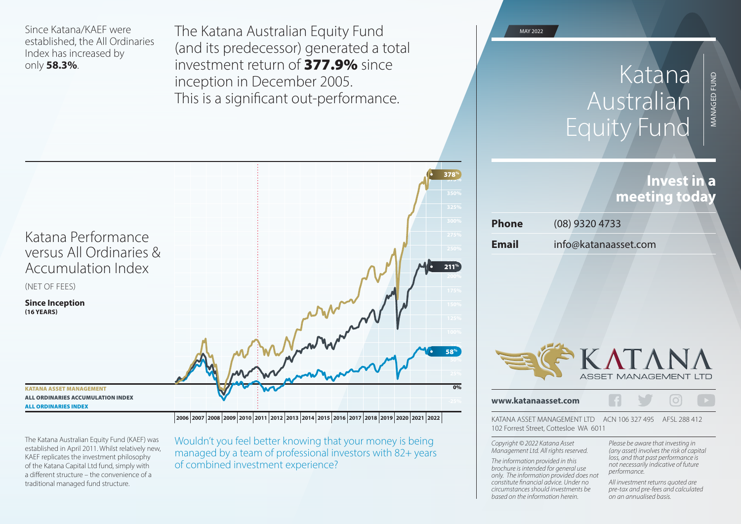Since Katana/KAEF were established, the All Ordinaries Index has increased by only **58.3%**.

The Katana Australian Equity Fund (and its predecessor) generated a total investment return of **377.9%** since inception in December 2005. This is a significant out-performance.

## Katana Performance versus All Ordinaries & Accumulation Index

(NET OF FEES)

**Since Inception**
**(16 YEARS)**

KATANA ASSET MANAGEMENT
ALL ORDINARIES ACCUMULATION INDEX
ALL ORDINARIES INDEX

378%
211%
58%
0%

2006 2007 2008 2009 2010 2011 2012 2013 2014 2015 2016 2017 2018 2019 2020 2021 2022

The Katana Australian Equity Fund (KAEF) was established in April 2011. Whilst relatively new, KAEF replicates the investment philosophy of the Katana Capital Ltd fund, simply with a different structure – the convenience of a traditional managed fund structure.

Wouldn't you feel better knowing that your money is being managed by a team of professional investors with 82+ years of combined investment experience?

MAY 2022

# Katana Australian Equity Fund

MANAGED FUND

## Invest in a meeting today

| | |
|---|---|
| **Phone** | (08) 9320 4733 |
| **Email** | info@katanaasset.com |

KATANA
ASSET MANAGEMENT LTD

**www.katanaasset.com**

KATANA ASSET MANAGEMENT LTD ACN 106 327 495 AFSL 288 412
102 Forrest Street, Cottesloe WA 6011

*Copyright © 2022 Katana Asset Management Ltd. All rights reserved.*

*The information provided in this brochure is intended for general use only. The information provided does not constitute financial advice. Under no circumstances should investments be based on the information herein.*

*Please be aware that investing in (any asset) involves the risk of capital loss, and that past performance is not necessarily indicative of future performance.*

*All investment returns quoted are pre-tax and pre-fees and calculated on an annualised basis.*